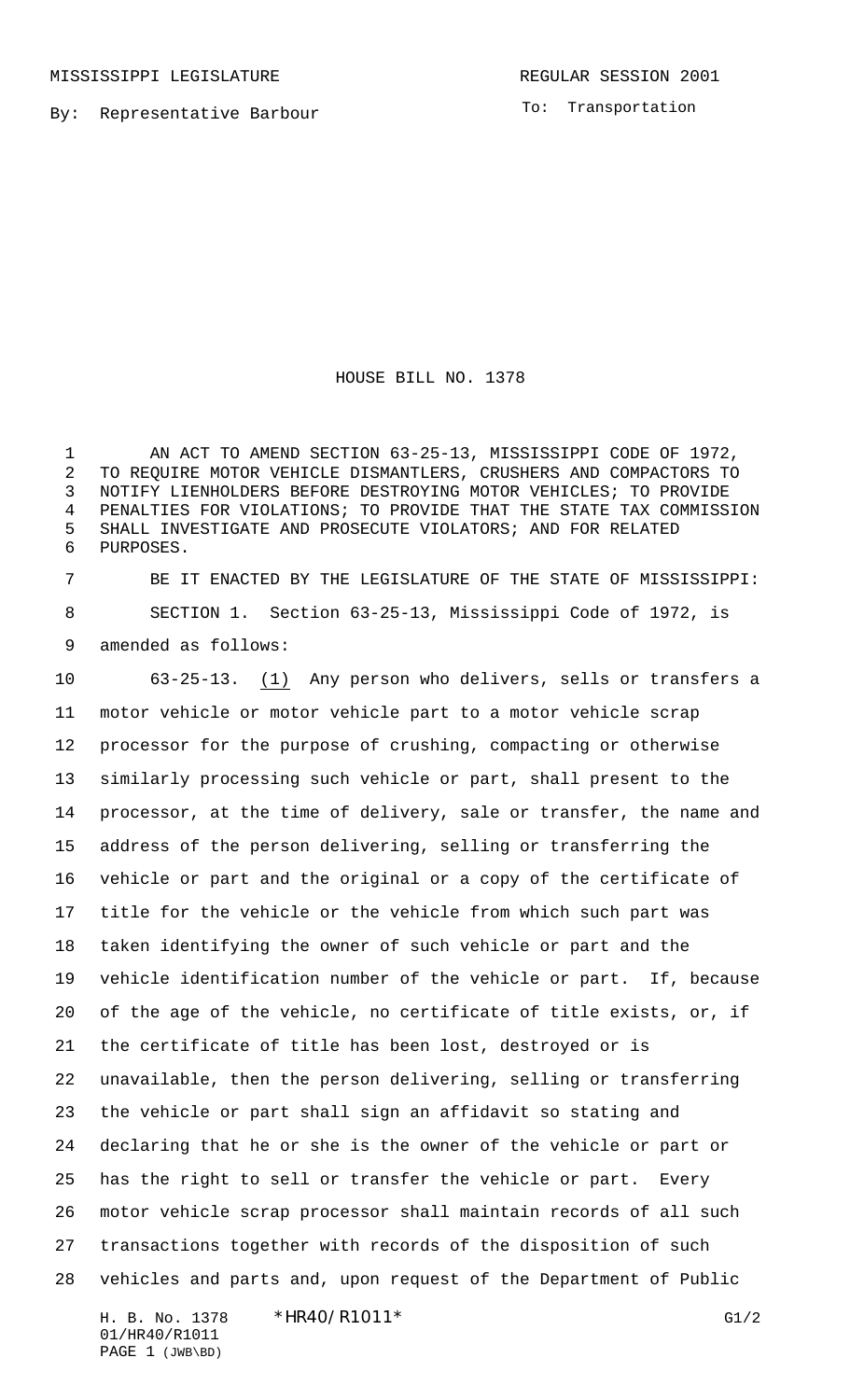MISSISSIPPI LEGISLATURE REGULAR SESSION 2001

By: Representative Barbour

To: Transportation

# HOUSE BILL NO. 1378

AN ACT TO AMEND SECTION 63-25-13, MISSISSIPPI CODE OF 1972, TO REQUIRE MOTOR VEHICLE DISMANTLERS, CRUSHERS AND COMPACTORS TO NOTIFY LIENHOLDERS BEFORE DESTROYING MOTOR VEHICLES; TO PROVIDE PENALTIES FOR VIOLATIONS; TO PROVIDE THAT THE STATE TAX COMMISSION SHALL INVESTIGATE AND PROSECUTE VIOLATORS; AND FOR RELATED PURPOSES.

BE IT ENACTED BY THE LEGISLATURE OF THE STATE OF MISSISSIPPI:

SECTION 1. Section 63-25-13, Mississippi Code of 1972, is amended as follows:

63-25-13. (1) Any person who delivers, sells or transfers a motor vehicle or motor vehicle part to a motor vehicle scrap processor for the purpose of crushing, compacting or otherwise similarly processing such vehicle or part, shall present to the processor, at the time of delivery, sale or transfer, the name and address of the person delivering, selling or transferring the vehicle or part and the original or a copy of the certificate of title for the vehicle or the vehicle from which such part was taken identifying the owner of such vehicle or part and the vehicle identification number of the vehicle or part. If, because of the age of the vehicle, no certificate of title exists, or, if the certificate of title has been lost, destroyed or is unavailable, then the person delivering, selling or transferring the vehicle or part shall sign an affidavit so stating and declaring that he or she is the owner of the vehicle or part or has the right to sell or transfer the vehicle or part. Every motor vehicle scrap processor shall maintain records of all such transactions together with records of the disposition of such vehicles and parts and, upon request of the Department of Public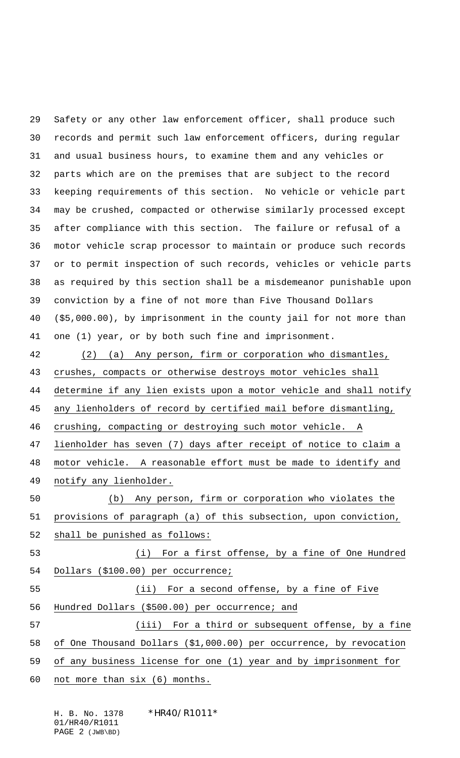Safety or any other law enforcement officer, shall produce such records and permit such law enforcement officers, during regular and usual business hours, to examine them and any vehicles or parts which are on the premises that are subject to the record keeping requirements of this section. No vehicle or vehicle part may be crushed, compacted or otherwise similarly processed except after compliance with this section. The failure or refusal of a motor vehicle scrap processor to maintain or produce such records or to permit inspection of such records, vehicles or vehicle parts as required by this section shall be a misdemeanor punishable upon conviction by a fine of not more than Five Thousand Dollars ($5,000.00), by imprisonment in the county jail for not more than one (1) year, or by both such fine and imprisonment.

(2) (a) Any person, firm or corporation who dismantles, crushes, compacts or otherwise destroys motor vehicles shall determine if any lien exists upon a motor vehicle and shall notify any lienholders of record by certified mail before dismantling, crushing, compacting or destroying such motor vehicle. A lienholder has seven (7) days after receipt of notice to claim a motor vehicle. A reasonable effort must be made to identify and notify any lienholder.

(b) Any person, firm or corporation who violates the provisions of paragraph (a) of this subsection, upon conviction, shall be punished as follows:

(i) For a first offense, by a fine of One Hundred Dollars ($100.00) per occurrence;

(ii) For a second offense, by a fine of Five Hundred Dollars ($500.00) per occurrence; and

(iii) For a third or subsequent offense, by a fine of One Thousand Dollars ($1,000.00) per occurrence, by revocation of any business license for one (1) year and by imprisonment for not more than six (6) months.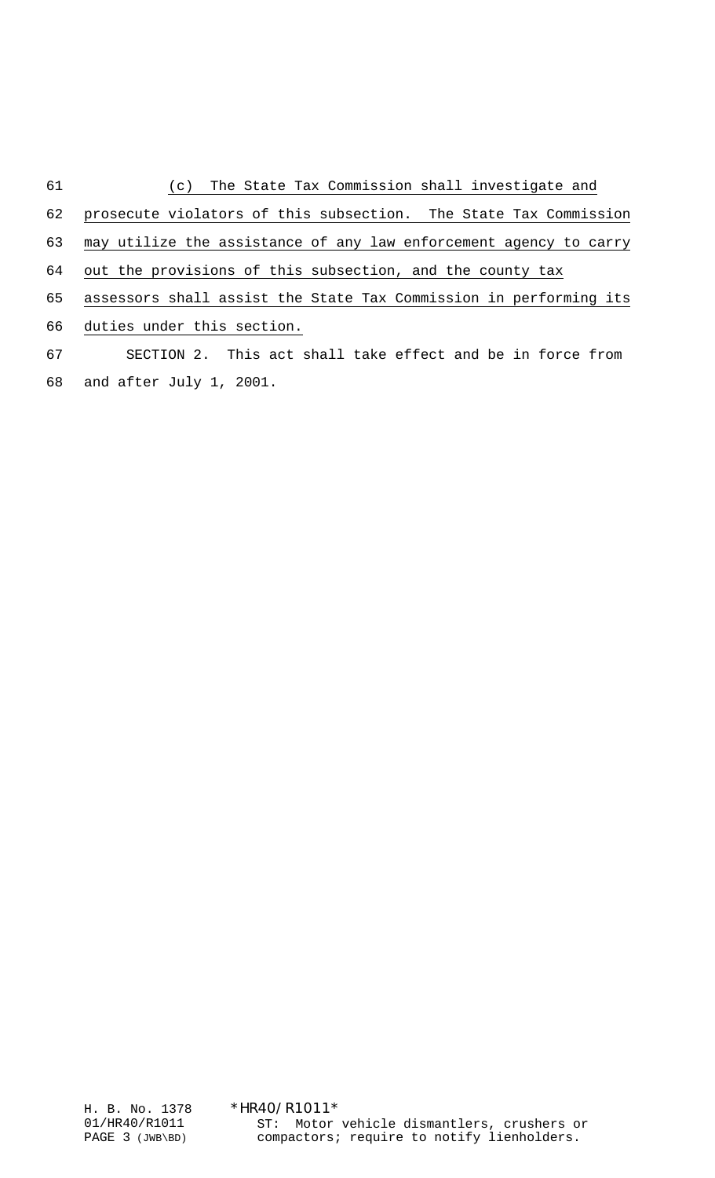(c) The State Tax Commission shall investigate and prosecute violators of this subsection. The State Tax Commission may utilize the assistance of any law enforcement agency to carry out the provisions of this subsection, and the county tax assessors shall assist the State Tax Commission in performing its duties under this section.

SECTION 2. This act shall take effect and be in force from and after July 1, 2001.